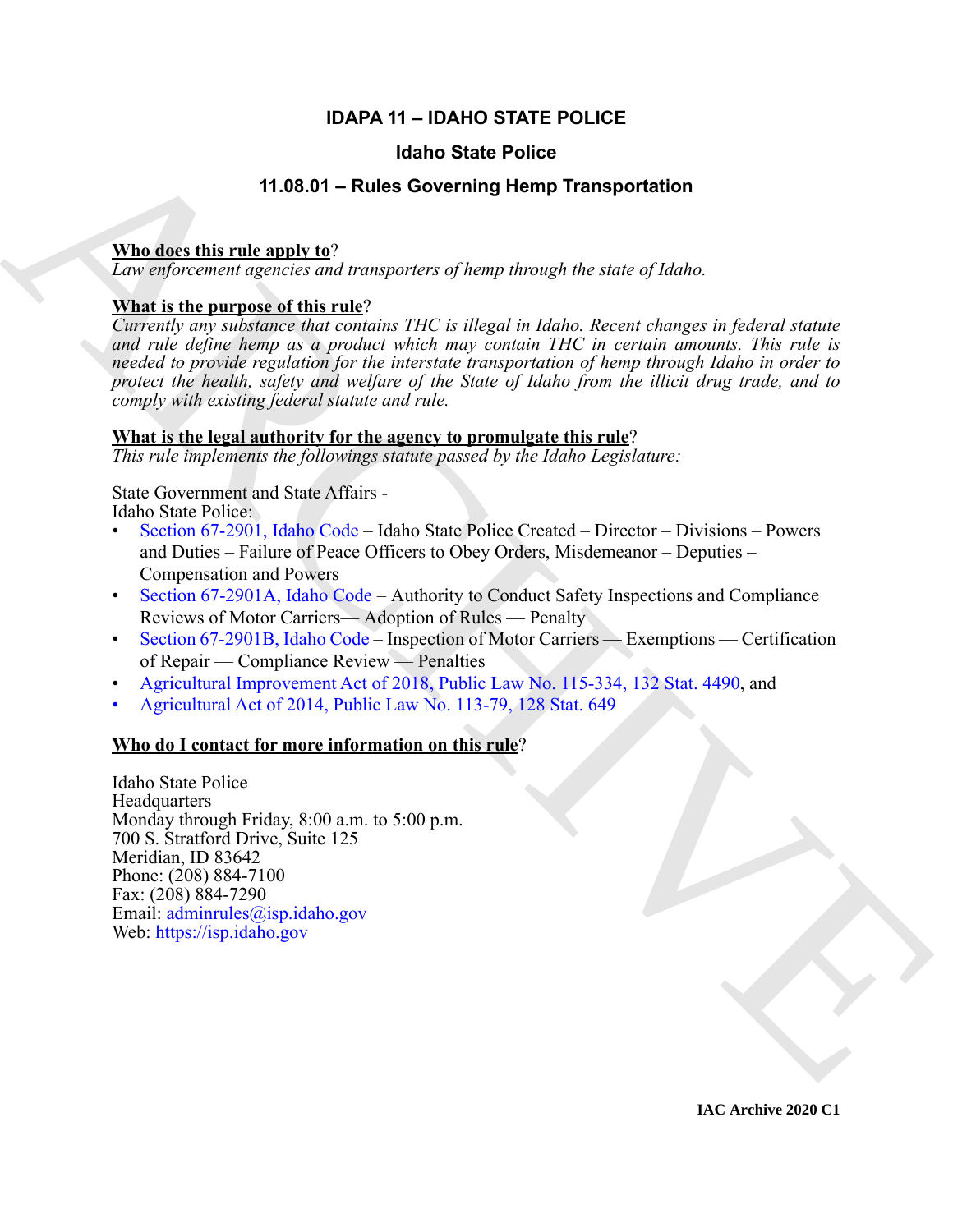# IDAPA 11 – IDAHO STATE POLICE

## Idaho State Police

## 11.08.01 – Rules Governing Hemp Transportation

**Who does this rule apply to**?

*Law enforcement agencies and transporters of hemp through the state of Idaho.*

**What is the purpose of this rule**?

*Currently any substance that contains THC is illegal in Idaho. Recent changes in federal statute and rule define hemp as a product which may contain THC in certain amounts. This rule is needed to provide regulation for the interstate transportation of hemp through Idaho in order to protect the health, safety and welfare of the State of Idaho from the illicit drug trade, and to comply with existing federal statute and rule.*

**What is the legal authority for the agency to promulgate this rule**?

*This rule implements the followings statute passed by the Idaho Legislature:*

State Government and State Affairs -
Idaho State Police:

- Section 67-2901, Idaho Code – Idaho State Police Created – Director – Divisions – Powers and Duties – Failure of Peace Officers to Obey Orders, Misdemeanor – Deputies – Compensation and Powers
- Section 67-2901A, Idaho Code – Authority to Conduct Safety Inspections and Compliance Reviews of Motor Carriers— Adoption of Rules — Penalty
- Section 67-2901B, Idaho Code – Inspection of Motor Carriers — Exemptions — Certification of Repair — Compliance Review — Penalties
- Agricultural Improvement Act of 2018, Public Law No. 115-334, 132 Stat. 4490, and
- Agricultural Act of 2014, Public Law No. 113-79, 128 Stat. 649

**Who do I contact for more information on this rule**?

Idaho State Police
Headquarters
Monday through Friday, 8:00 a.m. to 5:00 p.m.
700 S. Stratford Drive, Suite 125
Meridian, ID 83642
Phone: (208) 884-7100
Fax: (208) 884-7290
Email: adminrules@isp.idaho.gov
Web: https://isp.idaho.gov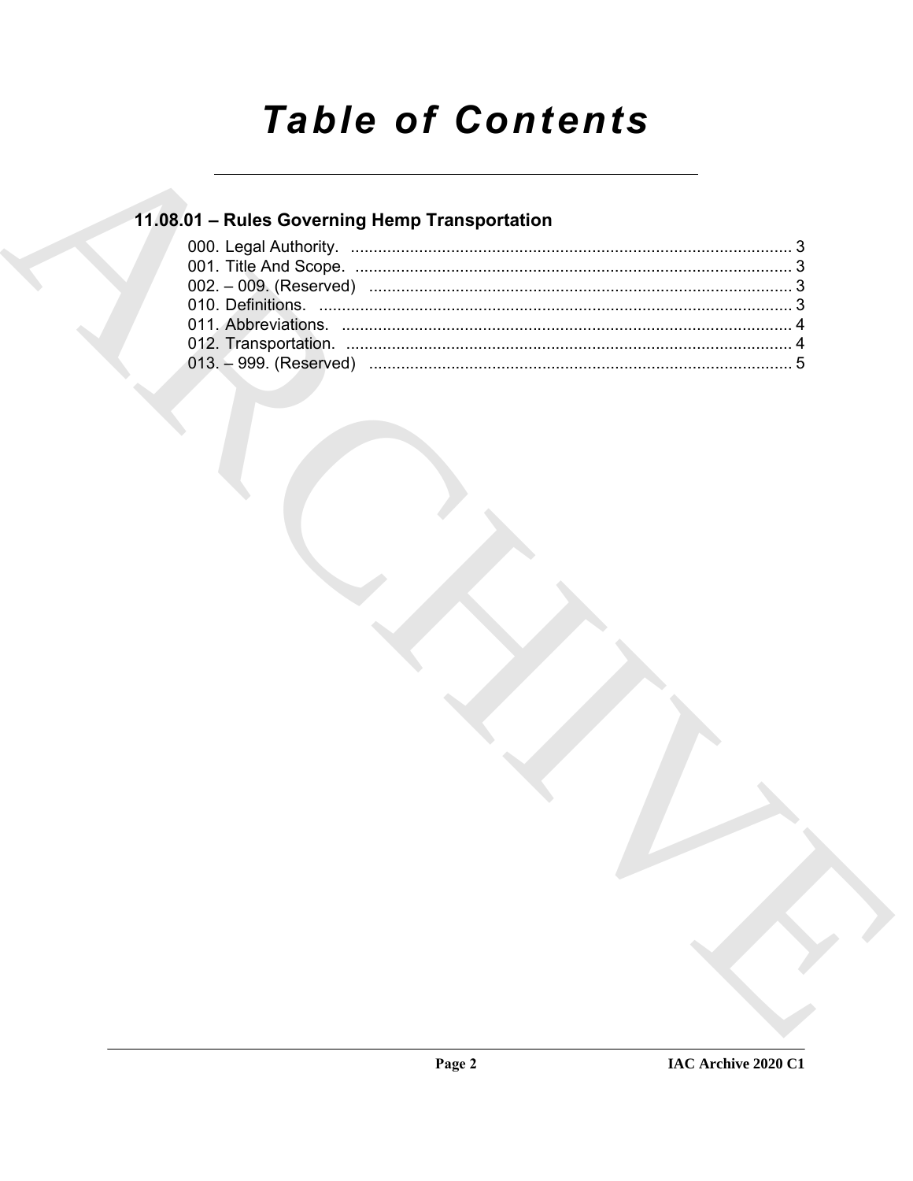# Table of Contents

## 11.08.01 – Rules Governing Hemp Transportation

000. Legal Authority. ........................................................................................ 3
001. Title And Scope. ........................................................................................ 3
002. – 009. (Reserved) ........................................................................................ 3
010. Definitions. ........................................................................................ 3
011. Abbreviations. ........................................................................................ 4
012. Transportation. ........................................................................................ 4
013. – 999. (Reserved) ........................................................................................ 5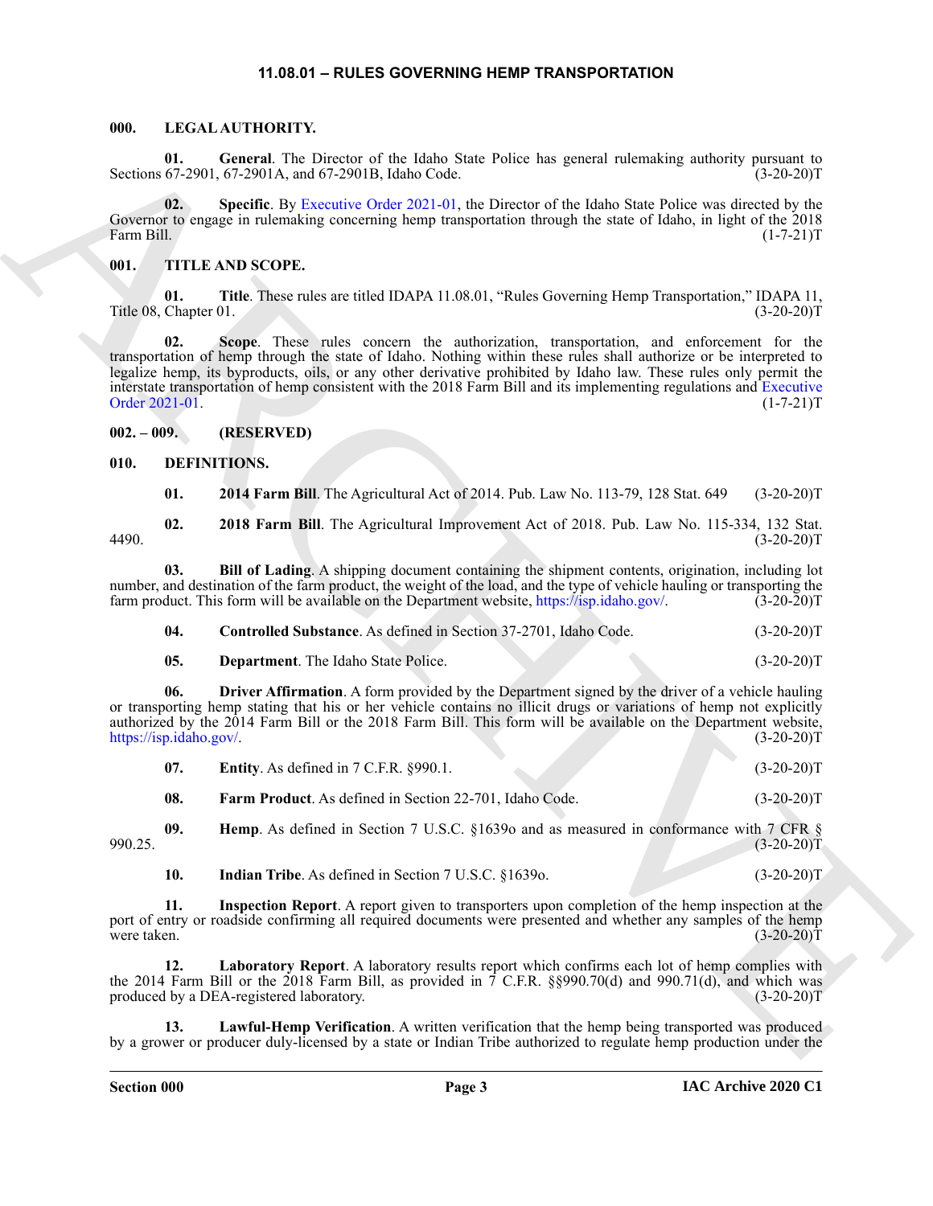## 11.08.01 – RULES GOVERNING HEMP TRANSPORTATION

### 000. LEGAL AUTHORITY.

**01. General**. The Director of the Idaho State Police has general rulemaking authority pursuant to Sections 67-2901, 67-2901A, and 67-2901B, Idaho Code. (3-20-20)T

**02. Specific**. By Executive Order 2021-01, the Director of the Idaho State Police was directed by the Governor to engage in rulemaking concerning hemp transportation through the state of Idaho, in light of the 2018 Farm Bill. (1-7-21)T

### 001. TITLE AND SCOPE.

**01. Title**. These rules are titled IDAPA 11.08.01, "Rules Governing Hemp Transportation," IDAPA 11, Title 08, Chapter 01. (3-20-20)T

**02. Scope**. These rules concern the authorization, transportation, and enforcement for the transportation of hemp through the state of Idaho. Nothing within these rules shall authorize or be interpreted to legalize hemp, its byproducts, oils, or any other derivative prohibited by Idaho law. These rules only permit the interstate transportation of hemp consistent with the 2018 Farm Bill and its implementing regulations and Executive Order 2021-01. (1-7-21)T

### 002. – 009. (RESERVED)

### 010. DEFINITIONS.

**01. 2014 Farm Bill**. The Agricultural Act of 2014. Pub. Law No. 113-79, 128 Stat. 649 (3-20-20)T

**02. 2018 Farm Bill**. The Agricultural Improvement Act of 2018. Pub. Law No. 115-334, 132 Stat. 4490. (3-20-20)T

**03. Bill of Lading**. A shipping document containing the shipment contents, origination, including lot number, and destination of the farm product, the weight of the load, and the type of vehicle hauling or transporting the farm product. This form will be available on the Department website, https://isp.idaho.gov/. (3-20-20)T

**04. Controlled Substance**. As defined in Section 37-2701, Idaho Code. (3-20-20)T

**05. Department**. The Idaho State Police. (3-20-20)T

**06. Driver Affirmation**. A form provided by the Department signed by the driver of a vehicle hauling or transporting hemp stating that his or her vehicle contains no illicit drugs or variations of hemp not explicitly authorized by the 2014 Farm Bill or the 2018 Farm Bill. This form will be available on the Department website, https://isp.idaho.gov/. (3-20-20)T

**07. Entity**. As defined in 7 C.F.R. §990.1. (3-20-20)T

**08. Farm Product**. As defined in Section 22-701, Idaho Code. (3-20-20)T

**09. Hemp**. As defined in Section 7 U.S.C. §1639o and as measured in conformance with 7 CFR § 990.25. (3-20-20)T

**10. Indian Tribe**. As defined in Section 7 U.S.C. §1639o. (3-20-20)T

**11. Inspection Report**. A report given to transporters upon completion of the hemp inspection at the port of entry or roadside confirming all required documents were presented and whether any samples of the hemp were taken. (3-20-20)T

**12. Laboratory Report**. A laboratory results report which confirms each lot of hemp complies with the 2014 Farm Bill or the 2018 Farm Bill, as provided in 7 C.F.R. §§990.70(d) and 990.71(d), and which was produced by a DEA-registered laboratory. (3-20-20)T

**13. Lawful-Hemp Verification**. A written verification that the hemp being transported was produced by a grower or producer duly-licensed by a state or Indian Tribe authorized to regulate hemp production under the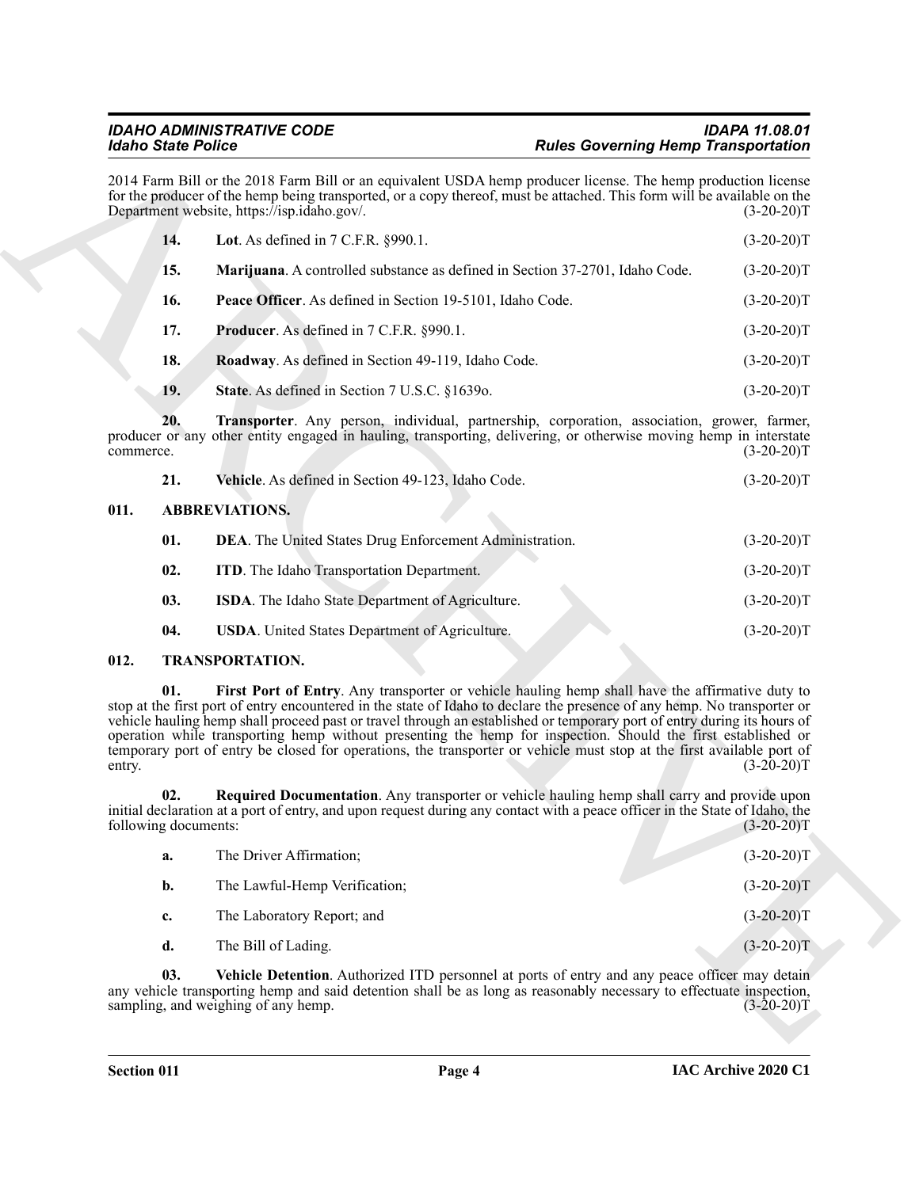2014 Farm Bill or the 2018 Farm Bill or an equivalent USDA hemp producer license. The hemp production license for the producer of the hemp being transported, or a copy thereof, must be attached. This form will be available on the Department website, https://isp.idaho.gov/. (3-20-20)T

**14. Lot**. As defined in 7 C.F.R. §990.1. (3-20-20)T

**15. Marijuana**. A controlled substance as defined in Section 37-2701, Idaho Code. (3-20-20)T

**16. Peace Officer**. As defined in Section 19-5101, Idaho Code. (3-20-20)T

**17. Producer**. As defined in 7 C.F.R. §990.1. (3-20-20)T

**18. Roadway**. As defined in Section 49-119, Idaho Code. (3-20-20)T

**19. State**. As defined in Section 7 U.S.C. §1639o. (3-20-20)T

**20. Transporter**. Any person, individual, partnership, corporation, association, grower, farmer, producer or any other entity engaged in hauling, transporting, delivering, or otherwise moving hemp in interstate commerce. (3-20-20)T

**21. Vehicle**. As defined in Section 49-123, Idaho Code. (3-20-20)T

## 011. ABBREVIATIONS.

**01. DEA**. The United States Drug Enforcement Administration. (3-20-20)T

**02. ITD**. The Idaho Transportation Department. (3-20-20)T

**03. ISDA**. The Idaho State Department of Agriculture. (3-20-20)T

**04. USDA**. United States Department of Agriculture. (3-20-20)T

## 012. TRANSPORTATION.

**01. First Port of Entry**. Any transporter or vehicle hauling hemp shall have the affirmative duty to stop at the first port of entry encountered in the state of Idaho to declare the presence of any hemp. No transporter or vehicle hauling hemp shall proceed past or travel through an established or temporary port of entry during its hours of operation while transporting hemp without presenting the hemp for inspection. Should the first established or temporary port of entry be closed for operations, the transporter or vehicle must stop at the first available port of entry. (3-20-20)T

**02. Required Documentation**. Any transporter or vehicle hauling hemp shall carry and provide upon initial declaration at a port of entry, and upon request during any contact with a peace officer in the State of Idaho, the following documents: (3-20-20)T

**a.** The Driver Affirmation; (3-20-20)T

**b.** The Lawful-Hemp Verification; (3-20-20)T

**c.** The Laboratory Report; and (3-20-20)T

**d.** The Bill of Lading. (3-20-20)T

**03. Vehicle Detention**. Authorized ITD personnel at ports of entry and any peace officer may detain any vehicle transporting hemp and said detention shall be as long as reasonably necessary to effectuate inspection, sampling, and weighing of any hemp. (3-20-20)T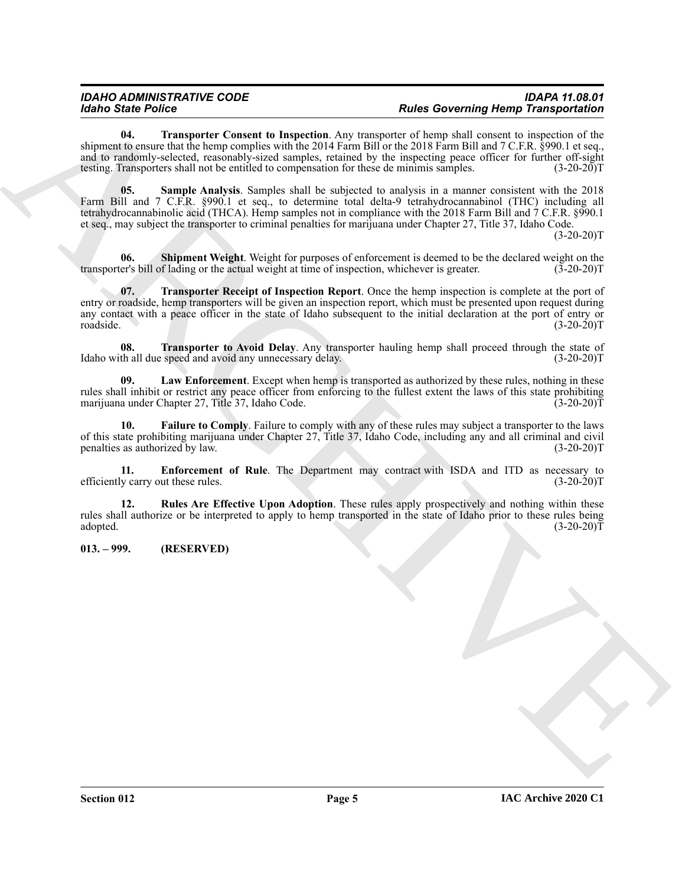**04. Transporter Consent to Inspection**. Any transporter of hemp shall consent to inspection of the shipment to ensure that the hemp complies with the 2014 Farm Bill or the 2018 Farm Bill and 7 C.F.R. §990.1 et seq., and to randomly-selected, reasonably-sized samples, retained by the inspecting peace officer for further off-sight testing. Transporters shall not be entitled to compensation for these de minimis samples. (3-20-20)T

**05. Sample Analysis**. Samples shall be subjected to analysis in a manner consistent with the 2018 Farm Bill and 7 C.F.R. §990.1 et seq., to determine total delta-9 tetrahydrocannabinol (THC) including all tetrahydrocannabinolic acid (THCA). Hemp samples not in compliance with the 2018 Farm Bill and 7 C.F.R. §990.1 et seq., may subject the transporter to criminal penalties for marijuana under Chapter 27, Title 37, Idaho Code. (3-20-20)T

**06. Shipment Weight**. Weight for purposes of enforcement is deemed to be the declared weight on the transporter's bill of lading or the actual weight at time of inspection, whichever is greater. (3-20-20)T

**07. Transporter Receipt of Inspection Report**. Once the hemp inspection is complete at the port of entry or roadside, hemp transporters will be given an inspection report, which must be presented upon request during any contact with a peace officer in the state of Idaho subsequent to the initial declaration at the port of entry or roadside. (3-20-20)T

**08. Transporter to Avoid Delay**. Any transporter hauling hemp shall proceed through the state of Idaho with all due speed and avoid any unnecessary delay. (3-20-20)T

**09. Law Enforcement**. Except when hemp is transported as authorized by these rules, nothing in these rules shall inhibit or restrict any peace officer from enforcing to the fullest extent the laws of this state prohibiting marijuana under Chapter 27, Title 37, Idaho Code. (3-20-20)T

**10. Failure to Comply**. Failure to comply with any of these rules may subject a transporter to the laws of this state prohibiting marijuana under Chapter 27, Title 37, Idaho Code, including any and all criminal and civil penalties as authorized by law. (3-20-20)T

**11. Enforcement of Rule**. The Department may contract with ISDA and ITD as necessary to efficiently carry out these rules. (3-20-20)T

**12. Rules Are Effective Upon Adoption**. These rules apply prospectively and nothing within these rules shall authorize or be interpreted to apply to hemp transported in the state of Idaho prior to these rules being adopted. (3-20-20)T

**013. – 999. (RESERVED)**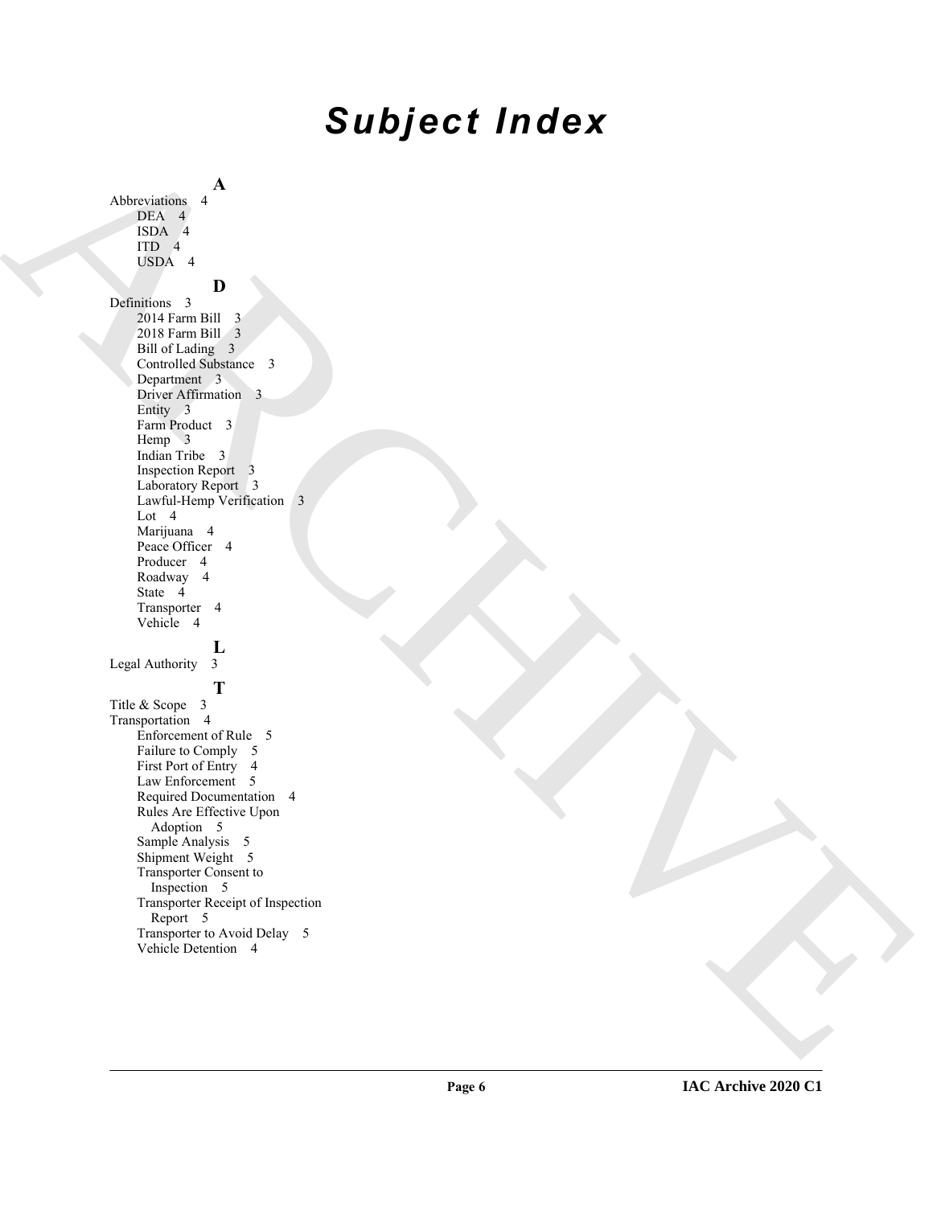# Subject Index

**A**

Abbreviations 4
- DEA 4
- ISDA 4
- ITD 4
- USDA 4

**D**

Definitions 3
- 2014 Farm Bill 3
- 2018 Farm Bill 3
- Bill of Lading 3
- Controlled Substance 3
- Department 3
- Driver Affirmation 3
- Entity 3
- Farm Product 3
- Hemp 3
- Indian Tribe 3
- Inspection Report 3
- Laboratory Report 3
- Lawful-Hemp Verification 3
- Lot 4
- Marijuana 4
- Peace Officer 4
- Producer 4
- Roadway 4
- State 4
- Transporter 4
- Vehicle 4

**L**

Legal Authority 3

**T**

Title & Scope 3

Transportation 4
- Enforcement of Rule 5
- Failure to Comply 5
- First Port of Entry 4
- Law Enforcement 5
- Required Documentation 4
- Rules Are Effective Upon Adoption 5
- Sample Analysis 5
- Shipment Weight 5
- Transporter Consent to Inspection 5
- Transporter Receipt of Inspection Report 5
- Transporter to Avoid Delay 5
- Vehicle Detention 4